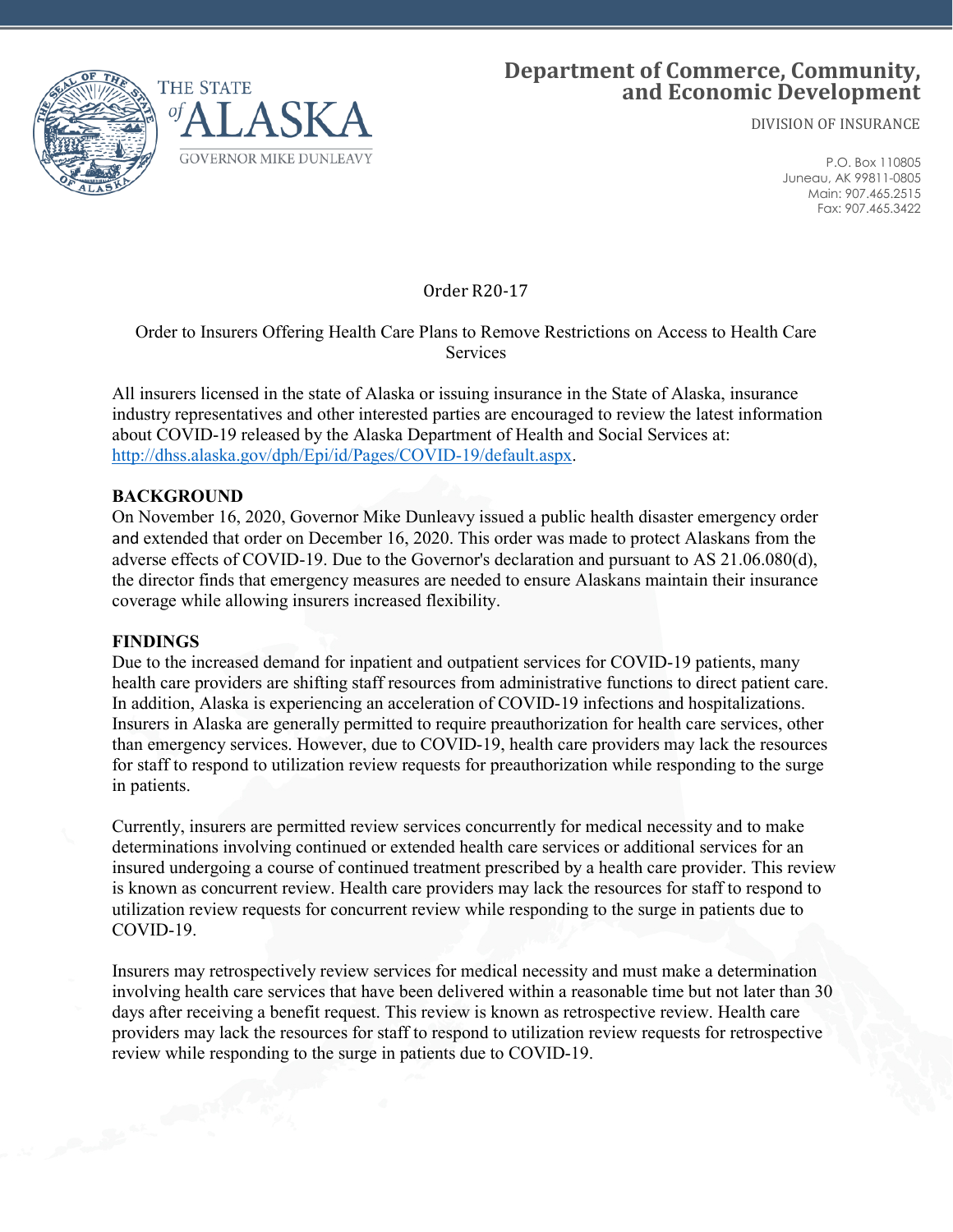# Department of Commerce, Community, and Economic Development

DIVISION OF INSURANCE

P.O. Box 110805
Juneau, AK 99811-0805
Main: 907.465.2515
Fax: 907.465.3422

THE STATE of ALASKA
GOVERNOR MIKE DUNLEAVY

## Order R20-17

### Order to Insurers Offering Health Care Plans to Remove Restrictions on Access to Health Care Services

All insurers licensed in the state of Alaska or issuing insurance in the State of Alaska, insurance industry representatives and other interested parties are encouraged to review the latest information about COVID-19 released by the Alaska Department of Health and Social Services at: [http://dhss.alaska.gov/dph/Epi/id/Pages/COVID-19/default.aspx](http://dhss.alaska.gov/dph/Epi/id/Pages/COVID-19/default.aspx).

**BACKGROUND**

On November 16, 2020, Governor Mike Dunleavy issued a public health disaster emergency order and extended that order on December 16, 2020. This order was made to protect Alaskans from the adverse effects of COVID-19. Due to the Governor's declaration and pursuant to AS 21.06.080(d), the director finds that emergency measures are needed to ensure Alaskans maintain their insurance coverage while allowing insurers increased flexibility.

**FINDINGS**

Due to the increased demand for inpatient and outpatient services for COVID-19 patients, many health care providers are shifting staff resources from administrative functions to direct patient care. In addition, Alaska is experiencing an acceleration of COVID-19 infections and hospitalizations. Insurers in Alaska are generally permitted to require preauthorization for health care services, other than emergency services. However, due to COVID-19, health care providers may lack the resources for staff to respond to utilization review requests for preauthorization while responding to the surge in patients.

Currently, insurers are permitted review services concurrently for medical necessity and to make determinations involving continued or extended health care services or additional services for an insured undergoing a course of continued treatment prescribed by a health care provider. This review is known as concurrent review. Health care providers may lack the resources for staff to respond to utilization review requests for concurrent review while responding to the surge in patients due to COVID-19.

Insurers may retrospectively review services for medical necessity and must make a determination involving health care services that have been delivered within a reasonable time but not later than 30 days after receiving a benefit request. This review is known as retrospective review. Health care providers may lack the resources for staff to respond to utilization review requests for retrospective review while responding to the surge in patients due to COVID-19.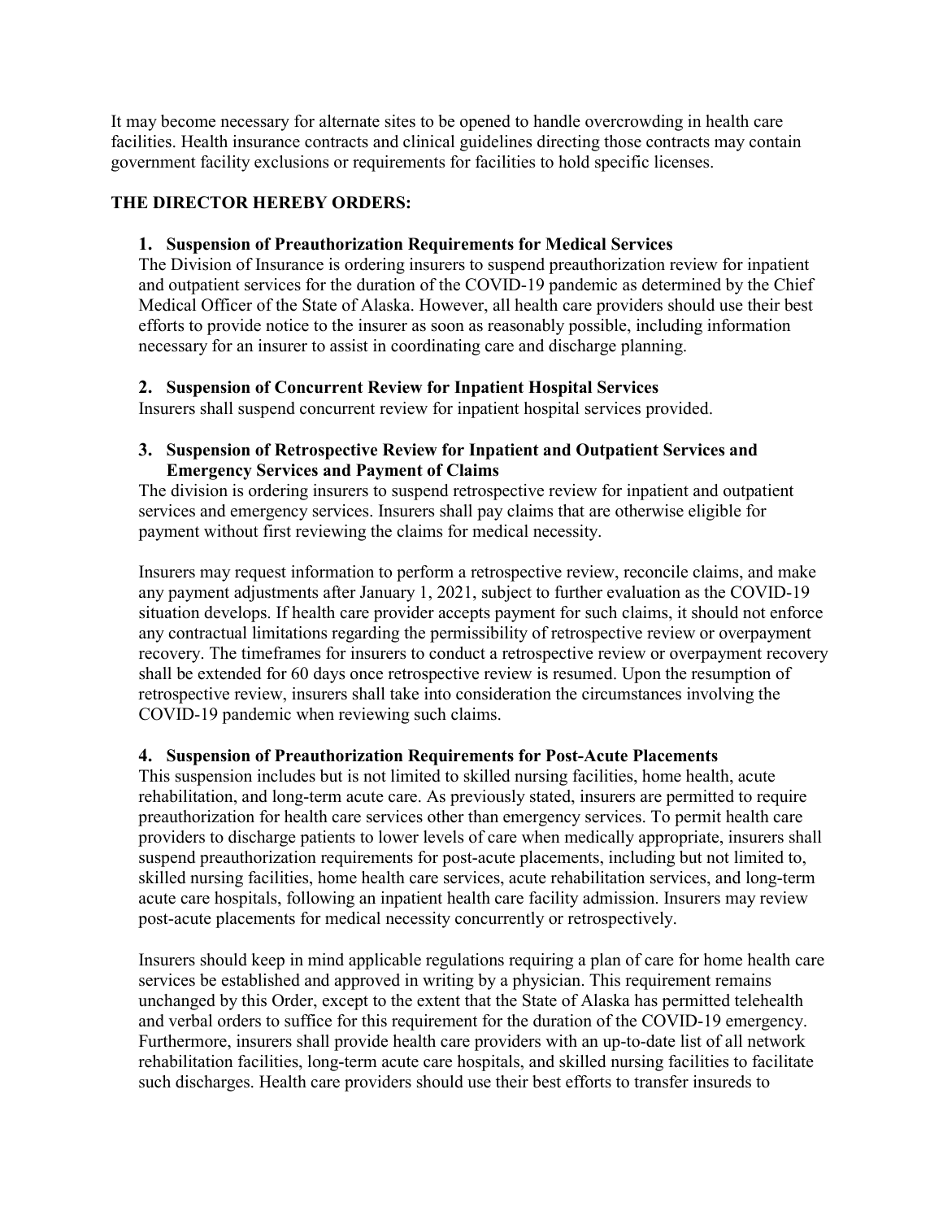It may become necessary for alternate sites to be opened to handle overcrowding in health care facilities. Health insurance contracts and clinical guidelines directing those contracts may contain government facility exclusions or requirements for facilities to hold specific licenses.

**THE DIRECTOR HEREBY ORDERS:**

1. **Suspension of Preauthorization Requirements for Medical Services**
   The Division of Insurance is ordering insurers to suspend preauthorization review for inpatient and outpatient services for the duration of the COVID-19 pandemic as determined by the Chief Medical Officer of the State of Alaska. However, all health care providers should use their best efforts to provide notice to the insurer as soon as reasonably possible, including information necessary for an insurer to assist in coordinating care and discharge planning.

2. **Suspension of Concurrent Review for Inpatient Hospital Services**
   Insurers shall suspend concurrent review for inpatient hospital services provided.

3. **Suspension of Retrospective Review for Inpatient and Outpatient Services and Emergency Services and Payment of Claims**
   The division is ordering insurers to suspend retrospective review for inpatient and outpatient services and emergency services. Insurers shall pay claims that are otherwise eligible for payment without first reviewing the claims for medical necessity.

   Insurers may request information to perform a retrospective review, reconcile claims, and make any payment adjustments after January 1, 2021, subject to further evaluation as the COVID-19 situation develops. If health care provider accepts payment for such claims, it should not enforce any contractual limitations regarding the permissibility of retrospective review or overpayment recovery. The timeframes for insurers to conduct a retrospective review or overpayment recovery shall be extended for 60 days once retrospective review is resumed. Upon the resumption of retrospective review, insurers shall take into consideration the circumstances involving the COVID-19 pandemic when reviewing such claims.

4. **Suspension of Preauthorization Requirements for Post-Acute Placements**
   This suspension includes but is not limited to skilled nursing facilities, home health, acute rehabilitation, and long-term acute care. As previously stated, insurers are permitted to require preauthorization for health care services other than emergency services. To permit health care providers to discharge patients to lower levels of care when medically appropriate, insurers shall suspend preauthorization requirements for post-acute placements, including but not limited to, skilled nursing facilities, home health care services, acute rehabilitation services, and long-term acute care hospitals, following an inpatient health care facility admission. Insurers may review post-acute placements for medical necessity concurrently or retrospectively.

   Insurers should keep in mind applicable regulations requiring a plan of care for home health care services be established and approved in writing by a physician. This requirement remains unchanged by this Order, except to the extent that the State of Alaska has permitted telehealth and verbal orders to suffice for this requirement for the duration of the COVID-19 emergency. Furthermore, insurers shall provide health care providers with an up-to-date list of all network rehabilitation facilities, long-term acute care hospitals, and skilled nursing facilities to facilitate such discharges. Health care providers should use their best efforts to transfer insureds to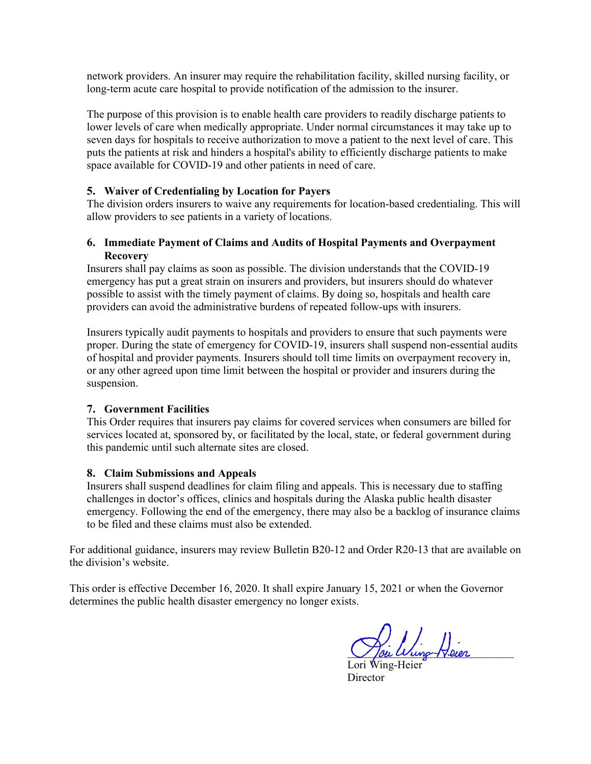network providers. An insurer may require the rehabilitation facility, skilled nursing facility, or long-term acute care hospital to provide notification of the admission to the insurer.

The purpose of this provision is to enable health care providers to readily discharge patients to lower levels of care when medically appropriate. Under normal circumstances it may take up to seven days for hospitals to receive authorization to move a patient to the next level of care. This puts the patients at risk and hinders a hospital's ability to efficiently discharge patients to make space available for COVID-19 and other patients in need of care.

**5. Waiver of Credentialing by Location for Payers**

The division orders insurers to waive any requirements for location-based credentialing. This will allow providers to see patients in a variety of locations.

**6. Immediate Payment of Claims and Audits of Hospital Payments and Overpayment Recovery**

Insurers shall pay claims as soon as possible. The division understands that the COVID-19 emergency has put a great strain on insurers and providers, but insurers should do whatever possible to assist with the timely payment of claims. By doing so, hospitals and health care providers can avoid the administrative burdens of repeated follow-ups with insurers.

Insurers typically audit payments to hospitals and providers to ensure that such payments were proper. During the state of emergency for COVID-19, insurers shall suspend non-essential audits of hospital and provider payments. Insurers should toll time limits on overpayment recovery in, or any other agreed upon time limit between the hospital or provider and insurers during the suspension.

**7. Government Facilities**

This Order requires that insurers pay claims for covered services when consumers are billed for services located at, sponsored by, or facilitated by the local, state, or federal government during this pandemic until such alternate sites are closed.

**8. Claim Submissions and Appeals**

Insurers shall suspend deadlines for claim filing and appeals. This is necessary due to staffing challenges in doctor's offices, clinics and hospitals during the Alaska public health disaster emergency. Following the end of the emergency, there may also be a backlog of insurance claims to be filed and these claims must also be extended.

For additional guidance, insurers may review Bulletin B20-12 and Order R20-13 that are available on the division's website.

This order is effective December 16, 2020. It shall expire January 15, 2021 or when the Governor determines the public health disaster emergency no longer exists.

Lori Wing-Heier
Director